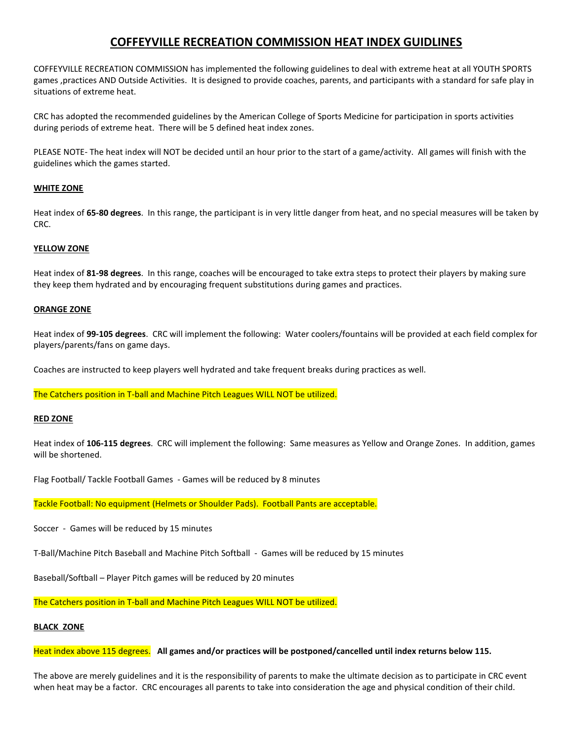# COFFEYVILLE RECREATION COMMISSION HEAT INDEX GUIDLINES

COFFEYVILLE RECREATION COMMISSION has implemented the following guidelines to deal with extreme heat at all YOUTH SPORTS games ,practices AND Outside Activities. It is designed to provide coaches, parents, and participants with a standard for safe play in situations of extreme heat.

CRC has adopted the recommended guidelines by the American College of Sports Medicine for participation in sports activities during periods of extreme heat. There will be 5 defined heat index zones.

PLEASE NOTE- The heat index will NOT be decided until an hour prior to the start of a game/activity. All games will finish with the guidelines which the games started.

## WHITE ZONE

Heat index of **65-80 degrees**. In this range, the participant is in very little danger from heat, and no special measures will be taken by CRC.

## YELLOW ZONE

Heat index of **81-98 degrees**. In this range, coaches will be encouraged to take extra steps to protect their players by making sure they keep them hydrated and by encouraging frequent substitutions during games and practices.

## ORANGE ZONE

Heat index of **99-105 degrees**. CRC will implement the following: Water coolers/fountains will be provided at each field complex for players/parents/fans on game days.

Coaches are instructed to keep players well hydrated and take frequent breaks during practices as well.

The Catchers position in T-ball and Machine Pitch Leagues WILL NOT be utilized.

## RED ZONE

Heat index of **106-115 degrees**. CRC will implement the following: Same measures as Yellow and Orange Zones. In addition, games will be shortened.

Flag Football/ Tackle Football Games - Games will be reduced by 8 minutes

Tackle Football: No equipment (Helmets or Shoulder Pads). Football Pants are acceptable.

Soccer - Games will be reduced by 15 minutes

T-Ball/Machine Pitch Baseball and Machine Pitch Softball - Games will be reduced by 15 minutes

Baseball/Softball – Player Pitch games will be reduced by 20 minutes

The Catchers position in T-ball and Machine Pitch Leagues WILL NOT be utilized.

## BLACK ZONE

Heat index above 115 degrees. **All games and/or practices will be postponed/cancelled until index returns below 115.**

The above are merely guidelines and it is the responsibility of parents to make the ultimate decision as to participate in CRC event when heat may be a factor. CRC encourages all parents to take into consideration the age and physical condition of their child.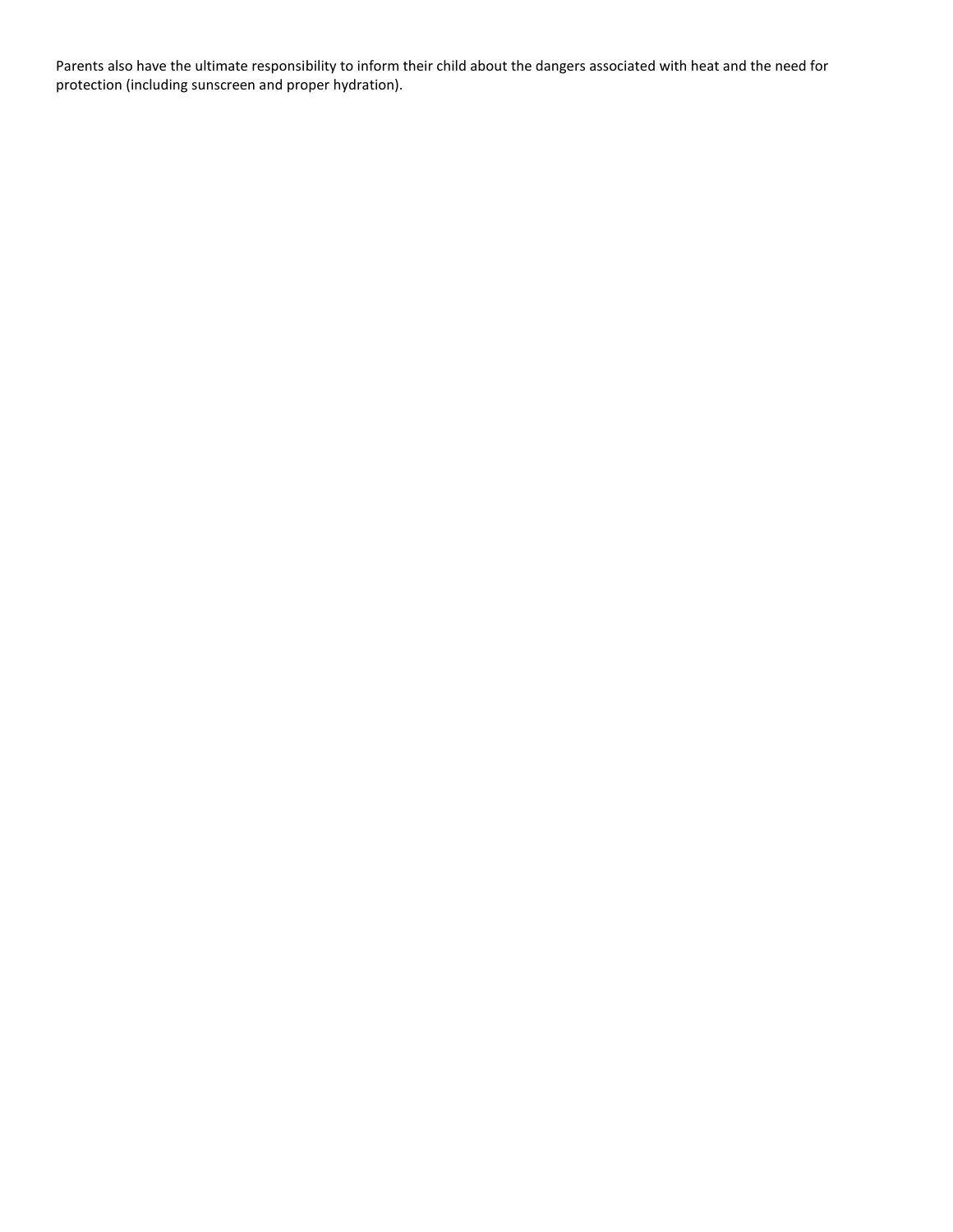Parents also have the ultimate responsibility to inform their child about the dangers associated with heat and the need for protection (including sunscreen and proper hydration).